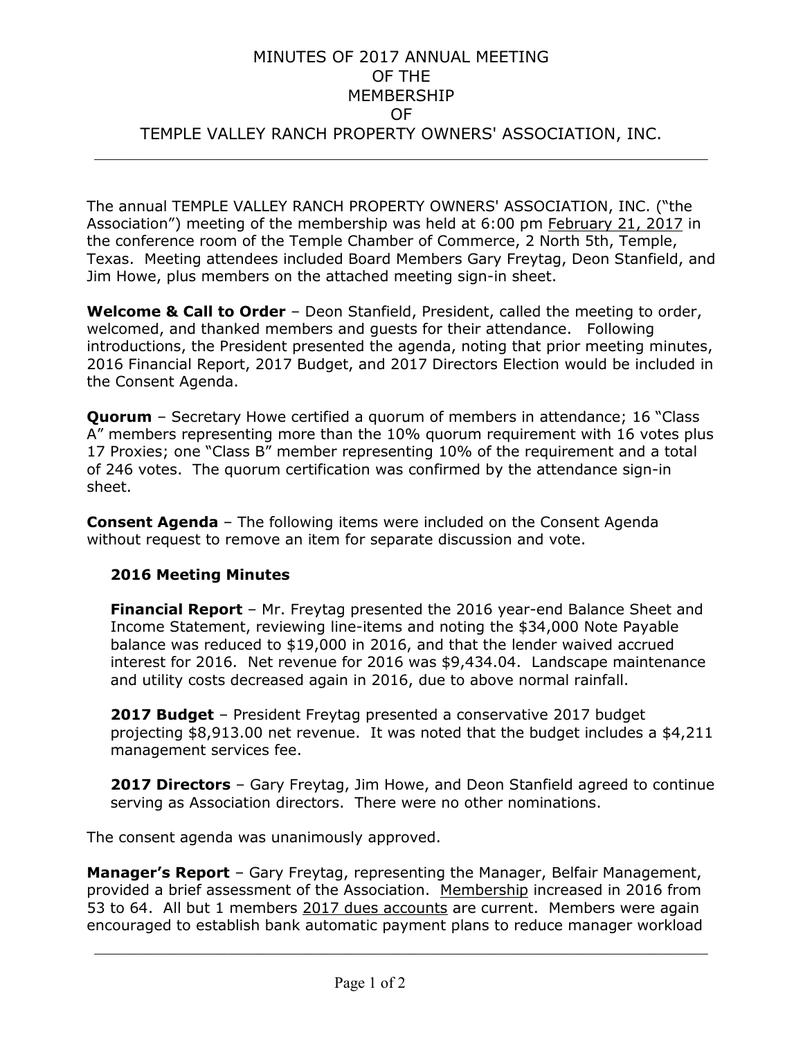# MINUTES OF 2017 ANNUAL MEETING OF THE MEMBERSHIP OF TEMPLE VALLEY RANCH PROPERTY OWNERS' ASSOCIATION, INC.

The annual TEMPLE VALLEY RANCH PROPERTY OWNERS' ASSOCIATION, INC. ("the Association") meeting of the membership was held at 6:00 pm February 21, 2017 in the conference room of the Temple Chamber of Commerce, 2 North 5th, Temple, Texas. Meeting attendees included Board Members Gary Freytag, Deon Stanfield, and Jim Howe, plus members on the attached meeting sign-in sheet.

**Welcome & Call to Order** – Deon Stanfield, President, called the meeting to order, welcomed, and thanked members and guests for their attendance. Following introductions, the President presented the agenda, noting that prior meeting minutes, 2016 Financial Report, 2017 Budget, and 2017 Directors Election would be included in the Consent Agenda.

**Quorum** – Secretary Howe certified a quorum of members in attendance; 16 "Class A" members representing more than the 10% quorum requirement with 16 votes plus 17 Proxies; one "Class B" member representing 10% of the requirement and a total of 246 votes. The quorum certification was confirmed by the attendance sign-in sheet.

**Consent Agenda** – The following items were included on the Consent Agenda without request to remove an item for separate discussion and vote.

> **2016 Meeting Minutes**
>
> **Financial Report** – Mr. Freytag presented the 2016 year-end Balance Sheet and Income Statement, reviewing line-items and noting the $34,000 Note Payable balance was reduced to $19,000 in 2016, and that the lender waived accrued interest for 2016. Net revenue for 2016 was $9,434.04. Landscape maintenance and utility costs decreased again in 2016, due to above normal rainfall.
>
> **2017 Budget** – President Freytag presented a conservative 2017 budget projecting $8,913.00 net revenue. It was noted that the budget includes a $4,211 management services fee.
>
> **2017 Directors** – Gary Freytag, Jim Howe, and Deon Stanfield agreed to continue serving as Association directors. There were no other nominations.

The consent agenda was unanimously approved.

**Manager's Report** – Gary Freytag, representing the Manager, Belfair Management, provided a brief assessment of the Association. Membership increased in 2016 from 53 to 64. All but 1 members 2017 dues accounts are current. Members were again encouraged to establish bank automatic payment plans to reduce manager workload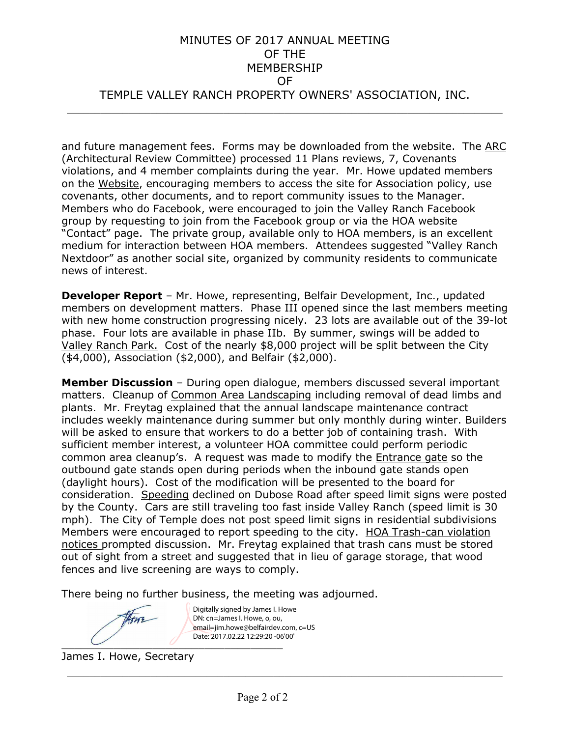and future management fees. Forms may be downloaded from the website. The ARC (Architectural Review Committee) processed 11 Plans reviews, 7, Covenants violations, and 4 member complaints during the year. Mr. Howe updated members on the Website, encouraging members to access the site for Association policy, use covenants, other documents, and to report community issues to the Manager. Members who do Facebook, were encouraged to join the Valley Ranch Facebook group by requesting to join from the Facebook group or via the HOA website "Contact" page. The private group, available only to HOA members, is an excellent medium for interaction between HOA members. Attendees suggested "Valley Ranch Nextdoor" as another social site, organized by community residents to communicate news of interest.

**Developer Report** – Mr. Howe, representing, Belfair Development, Inc., updated members on development matters. Phase III opened since the last members meeting with new home construction progressing nicely. 23 lots are available out of the 39-lot phase. Four lots are available in phase IIb. By summer, swings will be added to Valley Ranch Park. Cost of the nearly $8,000 project will be split between the City ($4,000), Association ($2,000), and Belfair ($2,000).

**Member Discussion** – During open dialogue, members discussed several important matters. Cleanup of Common Area Landscaping including removal of dead limbs and plants. Mr. Freytag explained that the annual landscape maintenance contract includes weekly maintenance during summer but only monthly during winter. Builders will be asked to ensure that workers to do a better job of containing trash. With sufficient member interest, a volunteer HOA committee could perform periodic common area cleanup's. A request was made to modify the Entrance gate so the outbound gate stands open during periods when the inbound gate stands open (daylight hours). Cost of the modification will be presented to the board for consideration. Speeding declined on Dubose Road after speed limit signs were posted by the County. Cars are still traveling too fast inside Valley Ranch (speed limit is 30 mph). The City of Temple does not post speed limit signs in residential subdivisions Members were encouraged to report speeding to the city. HOA Trash-can violation notices prompted discussion. Mr. Freytag explained that trash cans must be stored out of sight from a street and suggested that in lieu of garage storage, that wood fences and live screening are ways to comply.

There being no further business, the meeting was adjourned.

Digitally signed by James I. Howe
DN: cn=James I. Howe, o, ou, email=jim.howe@belfairdev.com, c=US
Date: 2017.02.22 12:29:20 -06'00'

James I. Howe, Secretary